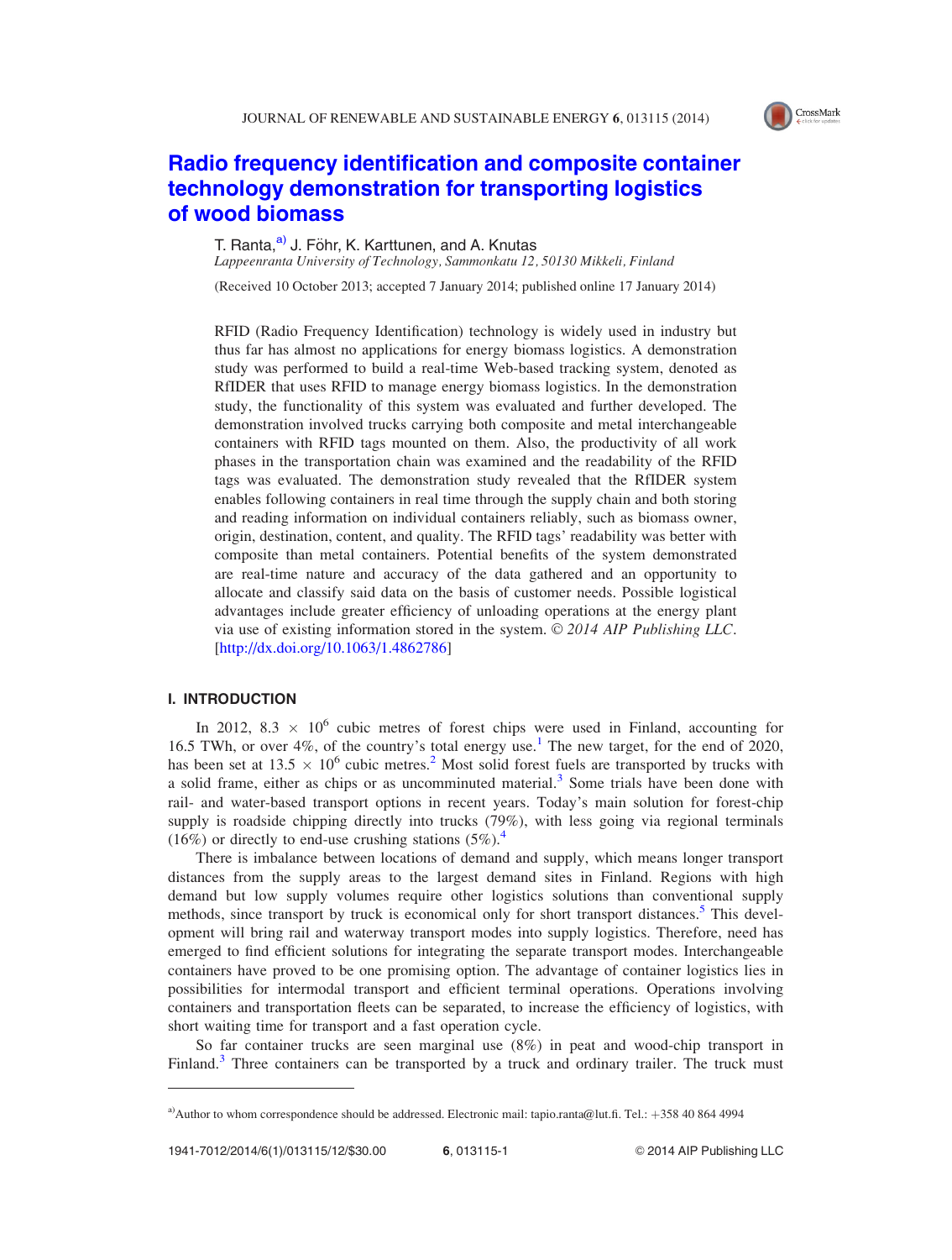# Radio frequency identification and composite container technology demonstration for transporting logistics of wood biomass

T. Ranta,[a] J. Föhr, K. Karttunen, and A. Knutas

*Lappeenranta University of Technology, Sammonkatu 12, 50130 Mikkeli, Finland*

(Received 10 October 2013; accepted 7 January 2014; published online 17 January 2014)

RFID (Radio Frequency Identification) technology is widely used in industry but thus far has almost no applications for energy biomass logistics. A demonstration study was performed to build a real-time Web-based tracking system, denoted as RfIDER that uses RFID to manage energy biomass logistics. In the demonstration study, the functionality of this system was evaluated and further developed. The demonstration involved trucks carrying both composite and metal interchangeable containers with RFID tags mounted on them. Also, the productivity of all work phases in the transportation chain was examined and the readability of the RFID tags was evaluated. The demonstration study revealed that the RfIDER system enables following containers in real time through the supply chain and both storing and reading information on individual containers reliably, such as biomass owner, origin, destination, content, and quality. The RFID tags' readability was better with composite than metal containers. Potential benefits of the system demonstrated are real-time nature and accuracy of the data gathered and an opportunity to allocate and classify said data on the basis of customer needs. Possible logistical advantages include greater efficiency of unloading operations at the energy plant via use of existing information stored in the system. © *2014 AIP Publishing LLC*. [http://dx.doi.org/10.1063/1.4862786]

## I. INTRODUCTION

In 2012, $8.3 \times 10^6$ cubic metres of forest chips were used in Finland, accounting for 16.5 TWh, or over 4%, of the country's total energy use.[1] The new target, for the end of 2020, has been set at $13.5 \times 10^6$ cubic metres.[2] Most solid forest fuels are transported by trucks with a solid frame, either as chips or as uncomminuted material.[3] Some trials have been done with rail- and water-based transport options in recent years. Today's main solution for forest-chip supply is roadside chipping directly into trucks (79%), with less going via regional terminals (16%) or directly to end-use crushing stations (5%).[4]

There is imbalance between locations of demand and supply, which means longer transport distances from the supply areas to the largest demand sites in Finland. Regions with high demand but low supply volumes require other logistics solutions than conventional supply methods, since transport by truck is economical only for short transport distances.[5] This development will bring rail and waterway transport modes into supply logistics. Therefore, need has emerged to find efficient solutions for integrating the separate transport modes. Interchangeable containers have proved to be one promising option. The advantage of container logistics lies in possibilities for intermodal transport and efficient terminal operations. Operations involving containers and transportation fleets can be separated, to increase the efficiency of logistics, with short waiting time for transport and a fast operation cycle.

So far container trucks are seen marginal use (8%) in peat and wood-chip transport in Finland.[3] Three containers can be transported by a truck and ordinary trailer. The truck must

[a]Author to whom correspondence should be addressed. Electronic mail: tapio.ranta@lut.fi. Tel.: +358 40 864 4994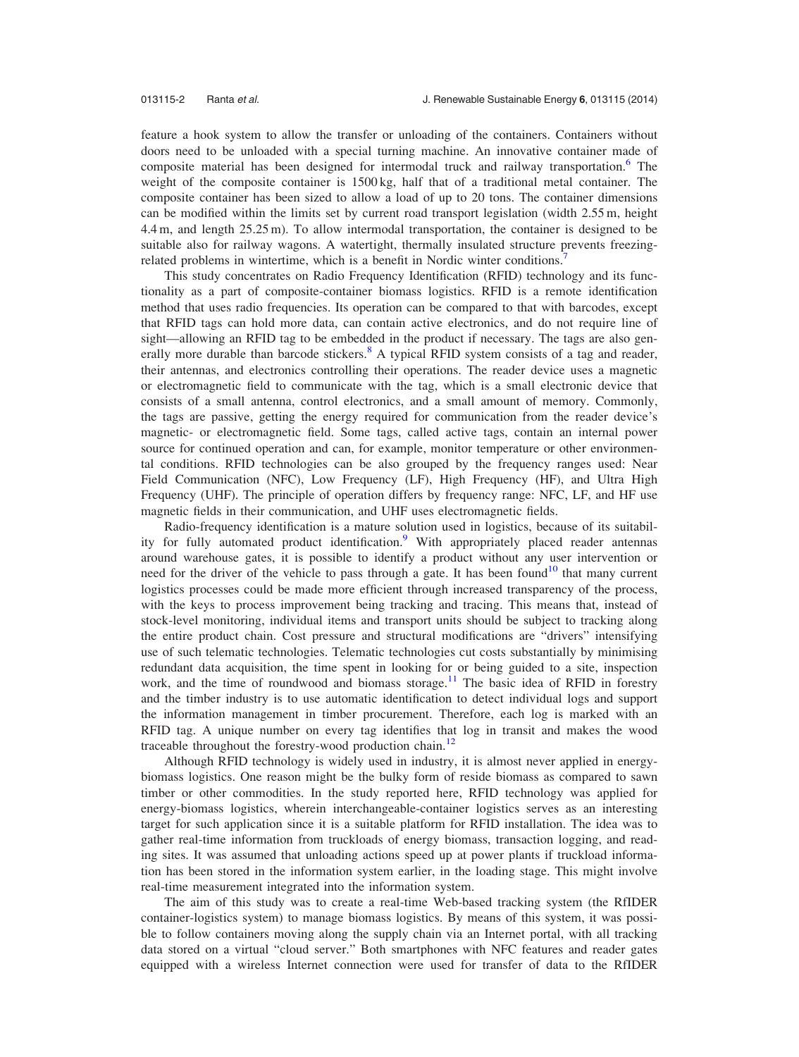feature a hook system to allow the transfer or unloading of the containers. Containers without doors need to be unloaded with a special turning machine. An innovative container made of composite material has been designed for intermodal truck and railway transportation.[6] The weight of the composite container is 1500 kg, half that of a traditional metal container. The composite container has been sized to allow a load of up to 20 tons. The container dimensions can be modified within the limits set by current road transport legislation (width 2.55 m, height 4.4 m, and length 25.25 m). To allow intermodal transportation, the container is designed to be suitable also for railway wagons. A watertight, thermally insulated structure prevents freezing-related problems in wintertime, which is a benefit in Nordic winter conditions.[7]

This study concentrates on Radio Frequency Identification (RFID) technology and its functionality as a part of composite-container biomass logistics. RFID is a remote identification method that uses radio frequencies. Its operation can be compared to that with barcodes, except that RFID tags can hold more data, can contain active electronics, and do not require line of sight—allowing an RFID tag to be embedded in the product if necessary. The tags are also generally more durable than barcode stickers.[8] A typical RFID system consists of a tag and reader, their antennas, and electronics controlling their operations. The reader device uses a magnetic or electromagnetic field to communicate with the tag, which is a small electronic device that consists of a small antenna, control electronics, and a small amount of memory. Commonly, the tags are passive, getting the energy required for communication from the reader device's magnetic- or electromagnetic field. Some tags, called active tags, contain an internal power source for continued operation and can, for example, monitor temperature or other environmental conditions. RFID technologies can be also grouped by the frequency ranges used: Near Field Communication (NFC), Low Frequency (LF), High Frequency (HF), and Ultra High Frequency (UHF). The principle of operation differs by frequency range: NFC, LF, and HF use magnetic fields in their communication, and UHF uses electromagnetic fields.

Radio-frequency identification is a mature solution used in logistics, because of its suitability for fully automated product identification.[9] With appropriately placed reader antennas around warehouse gates, it is possible to identify a product without any user intervention or need for the driver of the vehicle to pass through a gate. It has been found[10] that many current logistics processes could be made more efficient through increased transparency of the process, with the keys to process improvement being tracking and tracing. This means that, instead of stock-level monitoring, individual items and transport units should be subject to tracking along the entire product chain. Cost pressure and structural modifications are "drivers" intensifying use of such telematic technologies. Telematic technologies cut costs substantially by minimising redundant data acquisition, the time spent in looking for or being guided to a site, inspection work, and the time of roundwood and biomass storage.[11] The basic idea of RFID in forestry and the timber industry is to use automatic identification to detect individual logs and support the information management in timber procurement. Therefore, each log is marked with an RFID tag. A unique number on every tag identifies that log in transit and makes the wood traceable throughout the forestry-wood production chain.[12]

Although RFID technology is widely used in industry, it is almost never applied in energy-biomass logistics. One reason might be the bulky form of reside biomass as compared to sawn timber or other commodities. In the study reported here, RFID technology was applied for energy-biomass logistics, wherein interchangeable-container logistics serves as an interesting target for such application since it is a suitable platform for RFID installation. The idea was to gather real-time information from truckloads of energy biomass, transaction logging, and reading sites. It was assumed that unloading actions speed up at power plants if truckload information has been stored in the information system earlier, in the loading stage. This might involve real-time measurement integrated into the information system.

The aim of this study was to create a real-time Web-based tracking system (the RfIDER container-logistics system) to manage biomass logistics. By means of this system, it was possible to follow containers moving along the supply chain via an Internet portal, with all tracking data stored on a virtual "cloud server." Both smartphones with NFC features and reader gates equipped with a wireless Internet connection were used for transfer of data to the RfIDER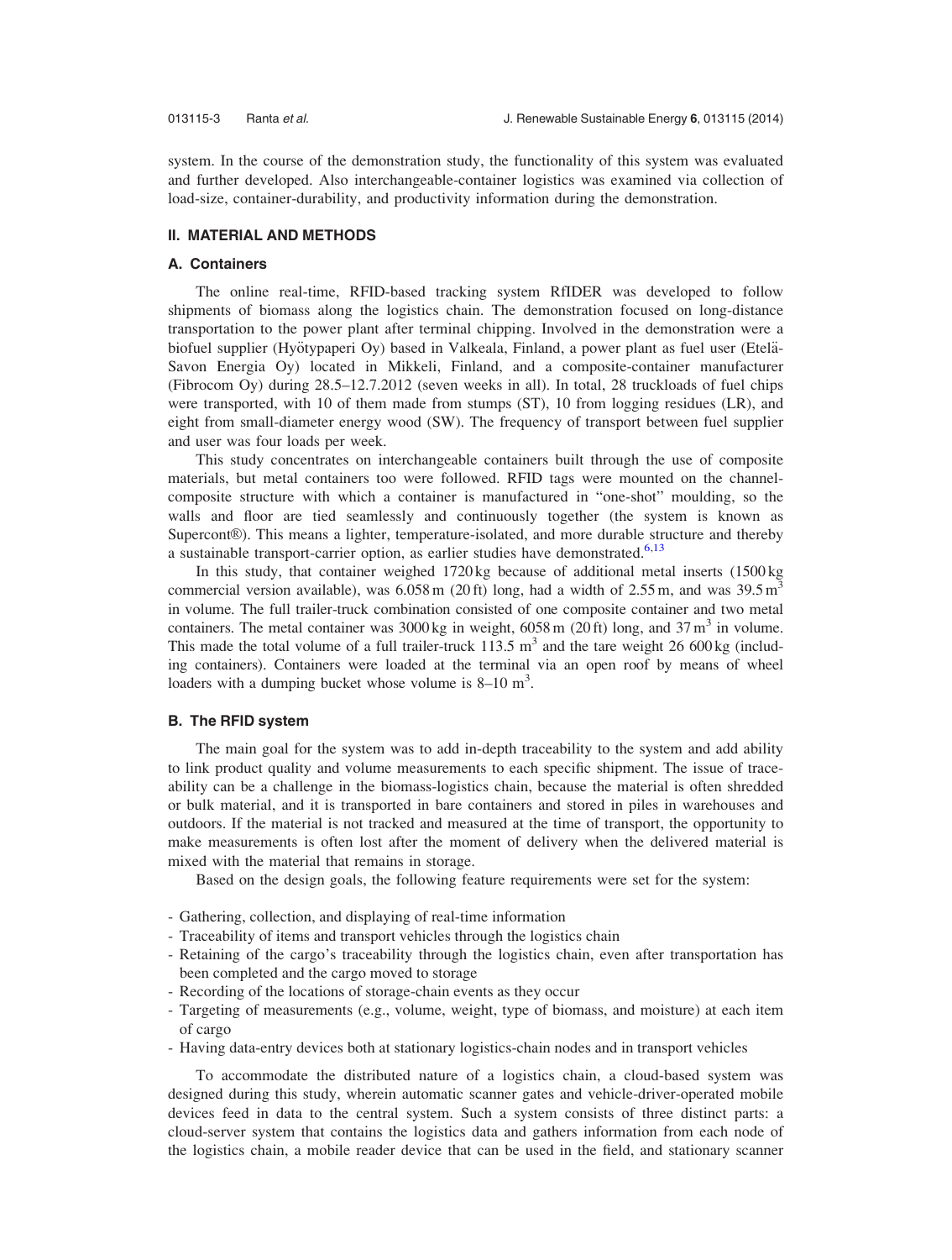system. In the course of the demonstration study, the functionality of this system was evaluated and further developed. Also interchangeable-container logistics was examined via collection of load-size, container-durability, and productivity information during the demonstration.

## II. MATERIAL AND METHODS

### A. Containers

The online real-time, RFID-based tracking system RfIDER was developed to follow shipments of biomass along the logistics chain. The demonstration focused on long-distance transportation to the power plant after terminal chipping. Involved in the demonstration were a biofuel supplier (Hyötypaperi Oy) based in Valkeala, Finland, a power plant as fuel user (Etelä-Savon Energia Oy) located in Mikkeli, Finland, and a composite-container manufacturer (Fibrocom Oy) during 28.5–12.7.2012 (seven weeks in all). In total, 28 truckloads of fuel chips were transported, with 10 of them made from stumps (ST), 10 from logging residues (LR), and eight from small-diameter energy wood (SW). The frequency of transport between fuel supplier and user was four loads per week.

This study concentrates on interchangeable containers built through the use of composite materials, but metal containers too were followed. RFID tags were mounted on the channel-composite structure with which a container is manufactured in "one-shot" moulding, so the walls and floor are tied seamlessly and continuously together (the system is known as Supercont®). This means a lighter, temperature-isolated, and more durable structure and thereby a sustainable transport-carrier option, as earlier studies have demonstrated.[6,13]

In this study, that container weighed 1720 kg because of additional metal inserts (1500 kg commercial version available), was 6.058 m (20 ft) long, had a width of 2.55 m, and was 39.5 $m^3$ in volume. The full trailer-truck combination consisted of one composite container and two metal containers. The metal container was 3000 kg in weight, 6058 m (20 ft) long, and 37 $m^3$ in volume. This made the total volume of a full trailer-truck 113.5 $m^3$ and the tare weight 26 600 kg (including containers). Containers were loaded at the terminal via an open roof by means of wheel loaders with a dumping bucket whose volume is 8–10 $m^3$.

### B. The RFID system

The main goal for the system was to add in-depth traceability to the system and add ability to link product quality and volume measurements to each specific shipment. The issue of traceability can be a challenge in the biomass-logistics chain, because the material is often shredded or bulk material, and it is transported in bare containers and stored in piles in warehouses and outdoors. If the material is not tracked and measured at the time of transport, the opportunity to make measurements is often lost after the moment of delivery when the delivered material is mixed with the material that remains in storage.

Based on the design goals, the following feature requirements were set for the system:

- Gathering, collection, and displaying of real-time information
- Traceability of items and transport vehicles through the logistics chain
- Retaining of the cargo's traceability through the logistics chain, even after transportation has been completed and the cargo moved to storage
- Recording of the locations of storage-chain events as they occur
- Targeting of measurements (e.g., volume, weight, type of biomass, and moisture) at each item of cargo
- Having data-entry devices both at stationary logistics-chain nodes and in transport vehicles

To accommodate the distributed nature of a logistics chain, a cloud-based system was designed during this study, wherein automatic scanner gates and vehicle-driver-operated mobile devices feed in data to the central system. Such a system consists of three distinct parts: a cloud-server system that contains the logistics data and gathers information from each node of the logistics chain, a mobile reader device that can be used in the field, and stationary scanner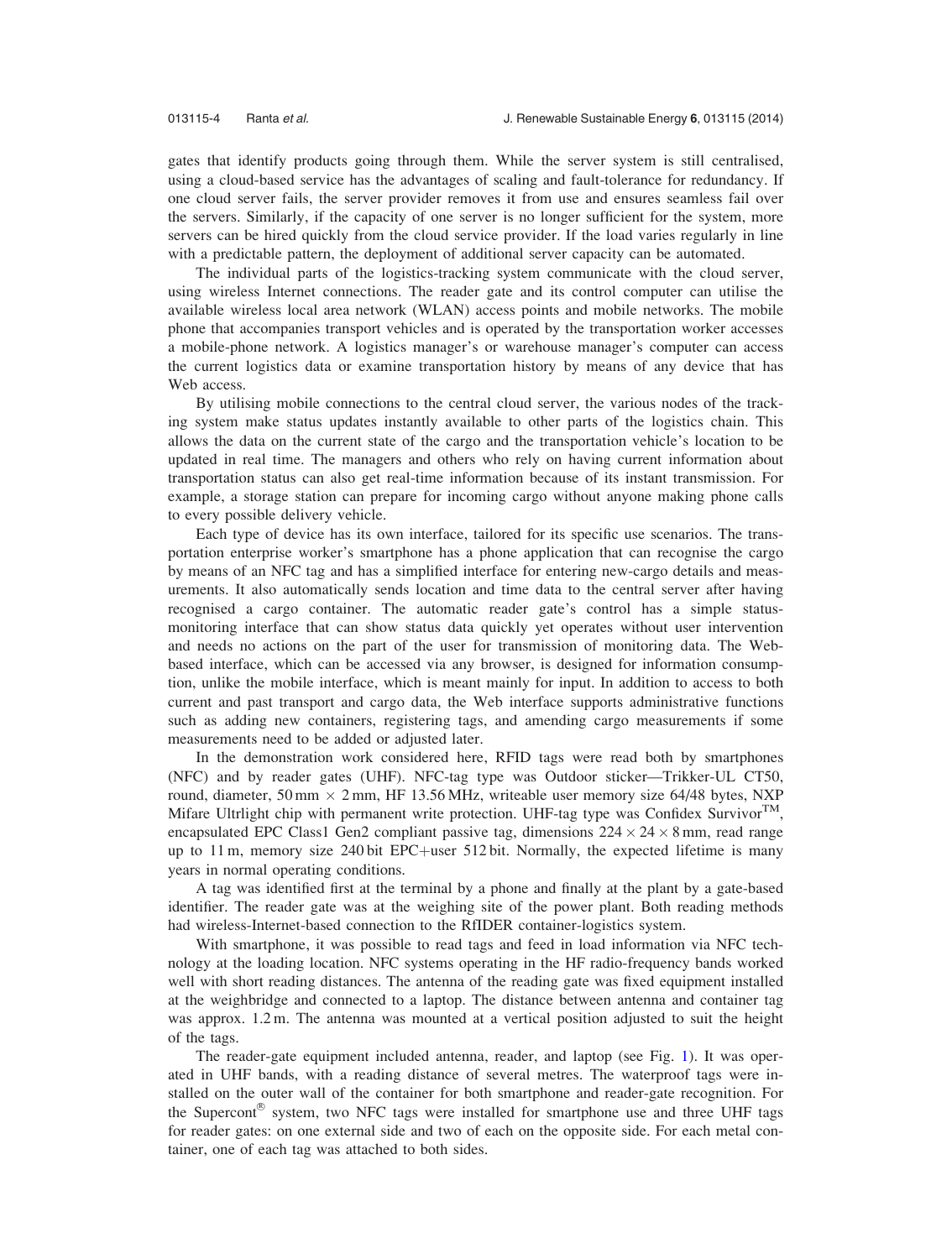gates that identify products going through them. While the server system is still centralised, using a cloud-based service has the advantages of scaling and fault-tolerance for redundancy. If one cloud server fails, the server provider removes it from use and ensures seamless fail over the servers. Similarly, if the capacity of one server is no longer sufficient for the system, more servers can be hired quickly from the cloud service provider. If the load varies regularly in line with a predictable pattern, the deployment of additional server capacity can be automated.

The individual parts of the logistics-tracking system communicate with the cloud server, using wireless Internet connections. The reader gate and its control computer can utilise the available wireless local area network (WLAN) access points and mobile networks. The mobile phone that accompanies transport vehicles and is operated by the transportation worker accesses a mobile-phone network. A logistics manager's or warehouse manager's computer can access the current logistics data or examine transportation history by means of any device that has Web access.

By utilising mobile connections to the central cloud server, the various nodes of the tracking system make status updates instantly available to other parts of the logistics chain. This allows the data on the current state of the cargo and the transportation vehicle's location to be updated in real time. The managers and others who rely on having current information about transportation status can also get real-time information because of its instant transmission. For example, a storage station can prepare for incoming cargo without anyone making phone calls to every possible delivery vehicle.

Each type of device has its own interface, tailored for its specific use scenarios. The transportation enterprise worker's smartphone has a phone application that can recognise the cargo by means of an NFC tag and has a simplified interface for entering new-cargo details and measurements. It also automatically sends location and time data to the central server after having recognised a cargo container. The automatic reader gate's control has a simple status-monitoring interface that can show status data quickly yet operates without user intervention and needs no actions on the part of the user for transmission of monitoring data. The Web-based interface, which can be accessed via any browser, is designed for information consumption, unlike the mobile interface, which is meant mainly for input. In addition to access to both current and past transport and cargo data, the Web interface supports administrative functions such as adding new containers, registering tags, and amending cargo measurements if some measurements need to be added or adjusted later.

In the demonstration work considered here, RFID tags were read both by smartphones (NFC) and by reader gates (UHF). NFC-tag type was Outdoor sticker—Trikker-UL CT50, round, diameter, 50 mm × 2 mm, HF 13.56 MHz, writeable user memory size 64/48 bytes, NXP Mifare Ultrlight chip with permanent write protection. UHF-tag type was Confidex Survivor™, encapsulated EPC Class1 Gen2 compliant passive tag, dimensions $224 \times 24 \times 8$ mm, read range up to 11 m, memory size 240 bit EPC+user 512 bit. Normally, the expected lifetime is many years in normal operating conditions.

A tag was identified first at the terminal by a phone and finally at the plant by a gate-based identifier. The reader gate was at the weighing site of the power plant. Both reading methods had wireless-Internet-based connection to the RfIDER container-logistics system.

With smartphone, it was possible to read tags and feed in load information via NFC technology at the loading location. NFC systems operating in the HF radio-frequency bands worked well with short reading distances. The antenna of the reading gate was fixed equipment installed at the weighbridge and connected to a laptop. The distance between antenna and container tag was approx. 1.2 m. The antenna was mounted at a vertical position adjusted to suit the height of the tags.

The reader-gate equipment included antenna, reader, and laptop (see Fig. 1). It was operated in UHF bands, with a reading distance of several metres. The waterproof tags were installed on the outer wall of the container for both smartphone and reader-gate recognition. For the Supercont® system, two NFC tags were installed for smartphone use and three UHF tags for reader gates: on one external side and two of each on the opposite side. For each metal container, one of each tag was attached to both sides.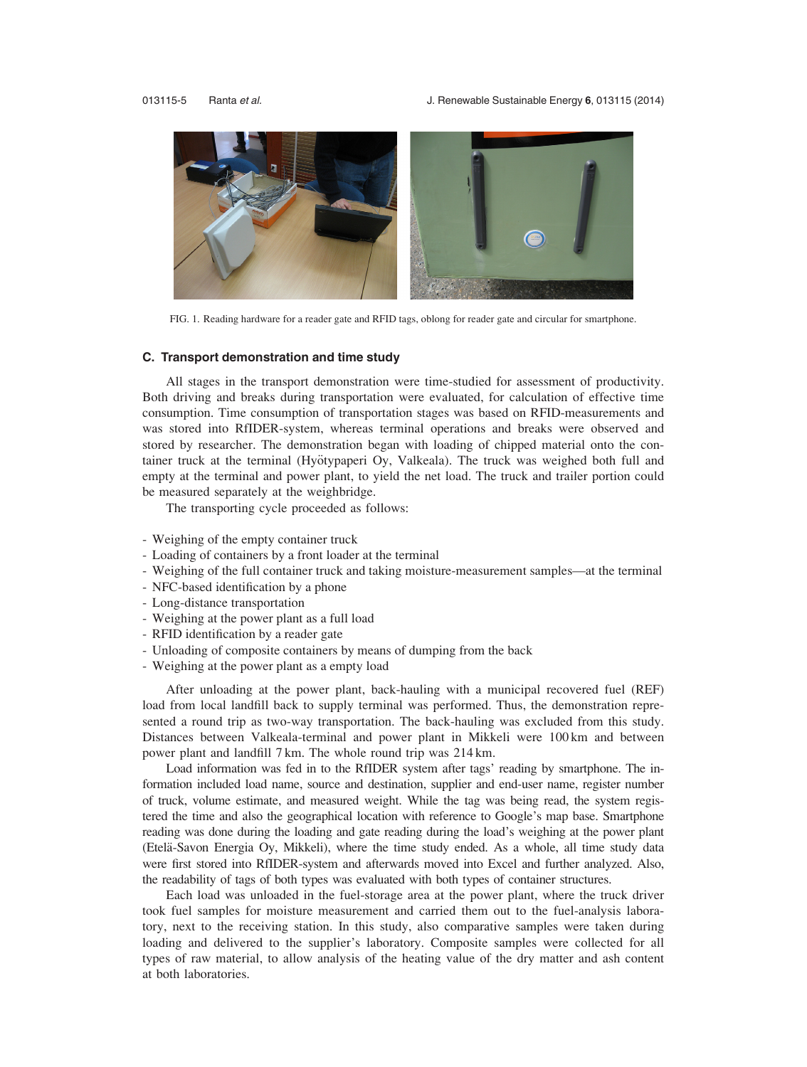FIG. 1. Reading hardware for a reader gate and RFID tags, oblong for reader gate and circular for smartphone.

### C. Transport demonstration and time study

All stages in the transport demonstration were time-studied for assessment of productivity. Both driving and breaks during transportation were evaluated, for calculation of effective time consumption. Time consumption of transportation stages was based on RFID-measurements and was stored into RfIDER-system, whereas terminal operations and breaks were observed and stored by researcher. The demonstration began with loading of chipped material onto the container truck at the terminal (Hyötypaperi Oy, Valkeala). The truck was weighed both full and empty at the terminal and power plant, to yield the net load. The truck and trailer portion could be measured separately at the weighbridge.

The transporting cycle proceeded as follows:

- Weighing of the empty container truck
- Loading of containers by a front loader at the terminal
- Weighing of the full container truck and taking moisture-measurement samples—at the terminal
- NFC-based identification by a phone
- Long-distance transportation
- Weighing at the power plant as a full load
- RFID identification by a reader gate
- Unloading of composite containers by means of dumping from the back
- Weighing at the power plant as a empty load

After unloading at the power plant, back-hauling with a municipal recovered fuel (REF) load from local landfill back to supply terminal was performed. Thus, the demonstration represented a round trip as two-way transportation. The back-hauling was excluded from this study. Distances between Valkeala-terminal and power plant in Mikkeli were 100 km and between power plant and landfill 7 km. The whole round trip was 214 km.

Load information was fed in to the RfIDER system after tags' reading by smartphone. The information included load name, source and destination, supplier and end-user name, register number of truck, volume estimate, and measured weight. While the tag was being read, the system registered the time and also the geographical location with reference to Google's map base. Smartphone reading was done during the loading and gate reading during the load's weighing at the power plant (Etelä-Savon Energia Oy, Mikkeli), where the time study ended. As a whole, all time study data were first stored into RfIDER-system and afterwards moved into Excel and further analyzed. Also, the readability of tags of both types was evaluated with both types of container structures.

Each load was unloaded in the fuel-storage area at the power plant, where the truck driver took fuel samples for moisture measurement and carried them out to the fuel-analysis laboratory, next to the receiving station. In this study, also comparative samples were taken during loading and delivered to the supplier's laboratory. Composite samples were collected for all types of raw material, to allow analysis of the heating value of the dry matter and ash content at both laboratories.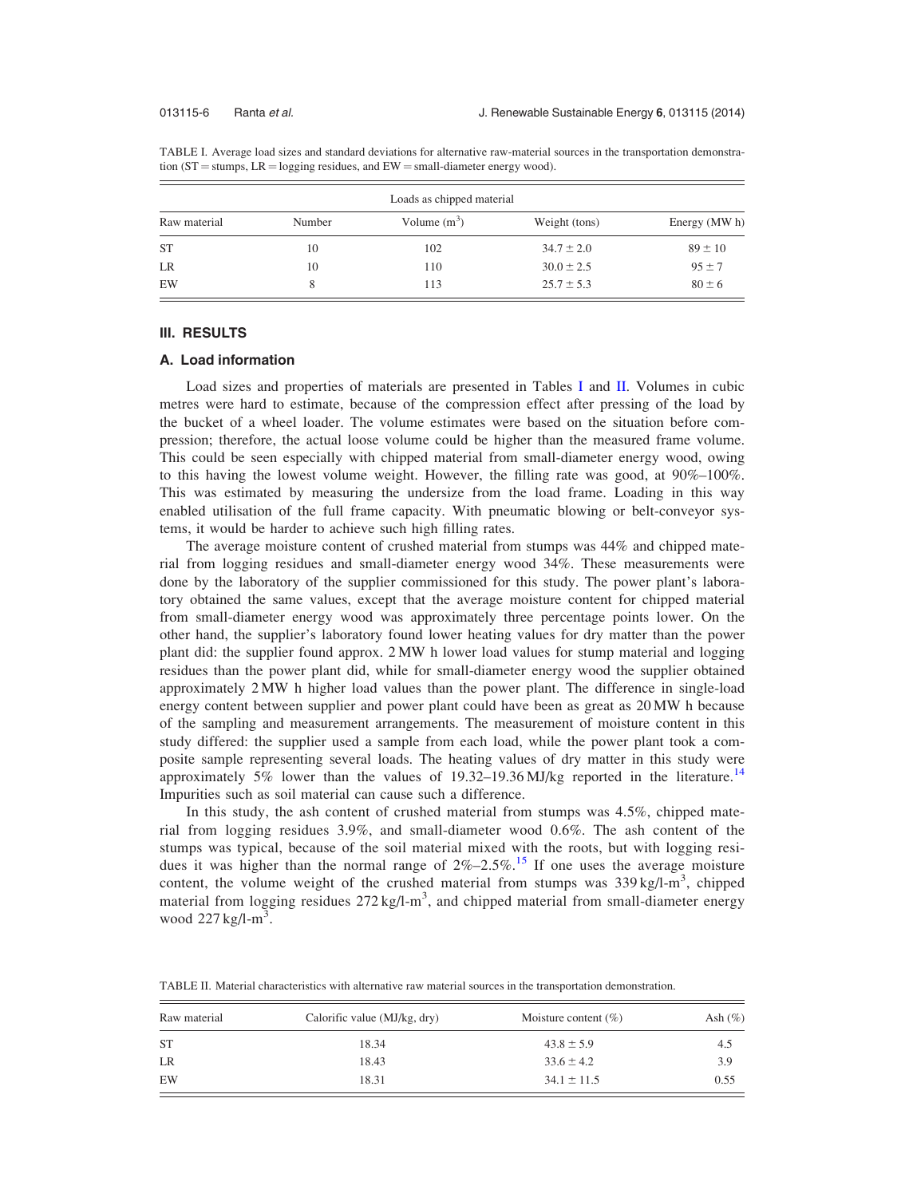TABLE I. Average load sizes and standard deviations for alternative raw-material sources in the transportation demonstration (ST = stumps, LR = logging residues, and EW = small-diameter energy wood).

| | Loads as chipped material | | | |
|---|---|---|---|---|
| Raw material | Number | Volume ($m^3$) | Weight (tons) | Energy (MW h) |
| ST | 10 | 102 | $34.7 \pm 2.0$ | $89 \pm 10$ |
| LR | 10 | 110 | $30.0 \pm 2.5$ | $95 \pm 7$ |
| EW | 8 | 113 | $25.7 \pm 5.3$ | $80 \pm 6$ |

## III. RESULTS

### A. Load information

Load sizes and properties of materials are presented in Tables I and II. Volumes in cubic metres were hard to estimate, because of the compression effect after pressing of the load by the bucket of a wheel loader. The volume estimates were based on the situation before compression; therefore, the actual loose volume could be higher than the measured frame volume. This could be seen especially with chipped material from small-diameter energy wood, owing to this having the lowest volume weight. However, the filling rate was good, at 90%–100%. This was estimated by measuring the undersize from the load frame. Loading in this way enabled utilisation of the full frame capacity. With pneumatic blowing or belt-conveyor systems, it would be harder to achieve such high filling rates.

The average moisture content of crushed material from stumps was 44% and chipped material from logging residues and small-diameter energy wood 34%. These measurements were done by the laboratory of the supplier commissioned for this study. The power plant's laboratory obtained the same values, except that the average moisture content for chipped material from small-diameter energy wood was approximately three percentage points lower. On the other hand, the supplier's laboratory found lower heating values for dry matter than the power plant did: the supplier found approx. 2 MW h lower load values for stump material and logging residues than the power plant did, while for small-diameter energy wood the supplier obtained approximately 2 MW h higher load values than the power plant. The difference in single-load energy content between supplier and power plant could have been as great as 20 MW h because of the sampling and measurement arrangements. The measurement of moisture content in this study differed: the supplier used a sample from each load, while the power plant took a composite sample representing several loads. The heating values of dry matter in this study were approximately 5% lower than the values of 19.32–19.36 MJ/kg reported in the literature.[14] Impurities such as soil material can cause such a difference.

In this study, the ash content of crushed material from stumps was 4.5%, chipped material from logging residues 3.9%, and small-diameter wood 0.6%. The ash content of the stumps was typical, because of the soil material mixed with the roots, but with logging residues it was higher than the normal range of 2%–2.5%.[15] If one uses the average moisture content, the volume weight of the crushed material from stumps was 339 kg/l-$m^3$, chipped material from logging residues 272 kg/l-$m^3$, and chipped material from small-diameter energy wood 227 kg/l-$m^3$.

TABLE II. Material characteristics with alternative raw material sources in the transportation demonstration.

| Raw material | Calorific value (MJ/kg, dry) | Moisture content (%) | Ash (%) |
|---|---|---|---|
| ST | 18.34 | $43.8 \pm 5.9$ | 4.5 |
| LR | 18.43 | $33.6 \pm 4.2$ | 3.9 |
| EW | 18.31 | $34.1 \pm 11.5$ | 0.55 |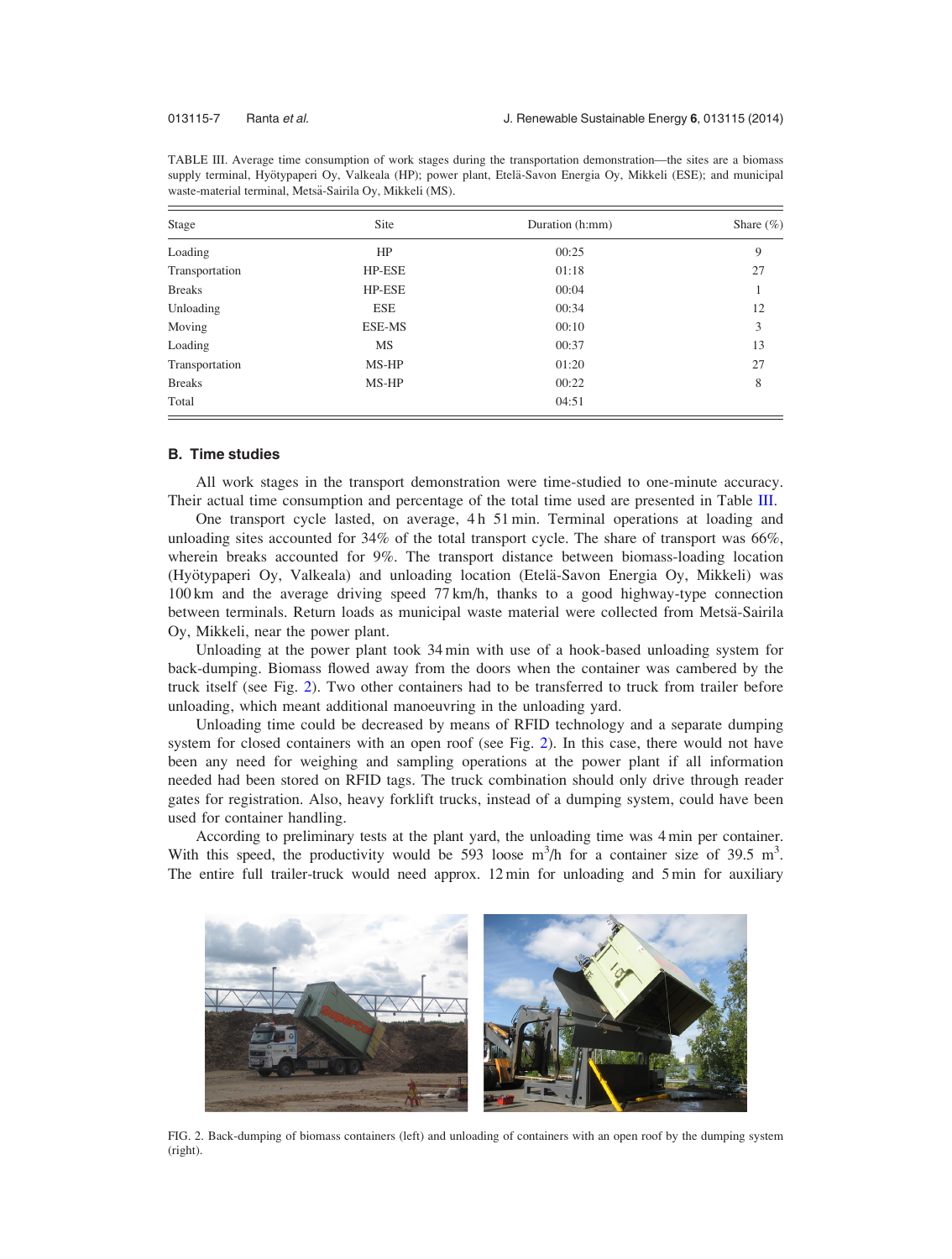TABLE III. Average time consumption of work stages during the transportation demonstration—the sites are a biomass supply terminal, Hyötypaperi Oy, Valkeala (HP); power plant, Etelä-Savon Energia Oy, Mikkeli (ESE); and municipal waste-material terminal, Metsä-Sairila Oy, Mikkeli (MS).

| Stage | Site | Duration (h:mm) | Share (%) |
|---|---|---|---|
| Loading | HP | 00:25 | 9 |
| Transportation | HP-ESE | 01:18 | 27 |
| Breaks | HP-ESE | 00:04 | 1 |
| Unloading | ESE | 00:34 | 12 |
| Moving | ESE-MS | 00:10 | 3 |
| Loading | MS | 00:37 | 13 |
| Transportation | MS-HP | 01:20 | 27 |
| Breaks | MS-HP | 00:22 | 8 |
| Total | | 04:51 | |

### B. Time studies

All work stages in the transport demonstration were time-studied to one-minute accuracy. Their actual time consumption and percentage of the total time used are presented in Table III.

One transport cycle lasted, on average, 4 h 51 min. Terminal operations at loading and unloading sites accounted for 34% of the total transport cycle. The share of transport was 66%, wherein breaks accounted for 9%. The transport distance between biomass-loading location (Hyötypaperi Oy, Valkeala) and unloading location (Etelä-Savon Energia Oy, Mikkeli) was 100 km and the average driving speed 77 km/h, thanks to a good highway-type connection between terminals. Return loads as municipal waste material were collected from Metsä-Sairila Oy, Mikkeli, near the power plant.

Unloading at the power plant took 34 min with use of a hook-based unloading system for back-dumping. Biomass flowed away from the doors when the container was cambered by the truck itself (see Fig. 2). Two other containers had to be transferred to truck from trailer before unloading, which meant additional manoeuvring in the unloading yard.

Unloading time could be decreased by means of RFID technology and a separate dumping system for closed containers with an open roof (see Fig. 2). In this case, there would not have been any need for weighing and sampling operations at the power plant if all information needed had been stored on RFID tags. The truck combination should only drive through reader gates for registration. Also, heavy forklift trucks, instead of a dumping system, could have been used for container handling.

According to preliminary tests at the plant yard, the unloading time was 4 min per container. With this speed, the productivity would be 593 loose $m^3$/h for a container size of 39.5 $m^3$. The entire full trailer-truck would need approx. 12 min for unloading and 5 min for auxiliary

FIG. 2. Back-dumping of biomass containers (left) and unloading of containers with an open roof by the dumping system (right).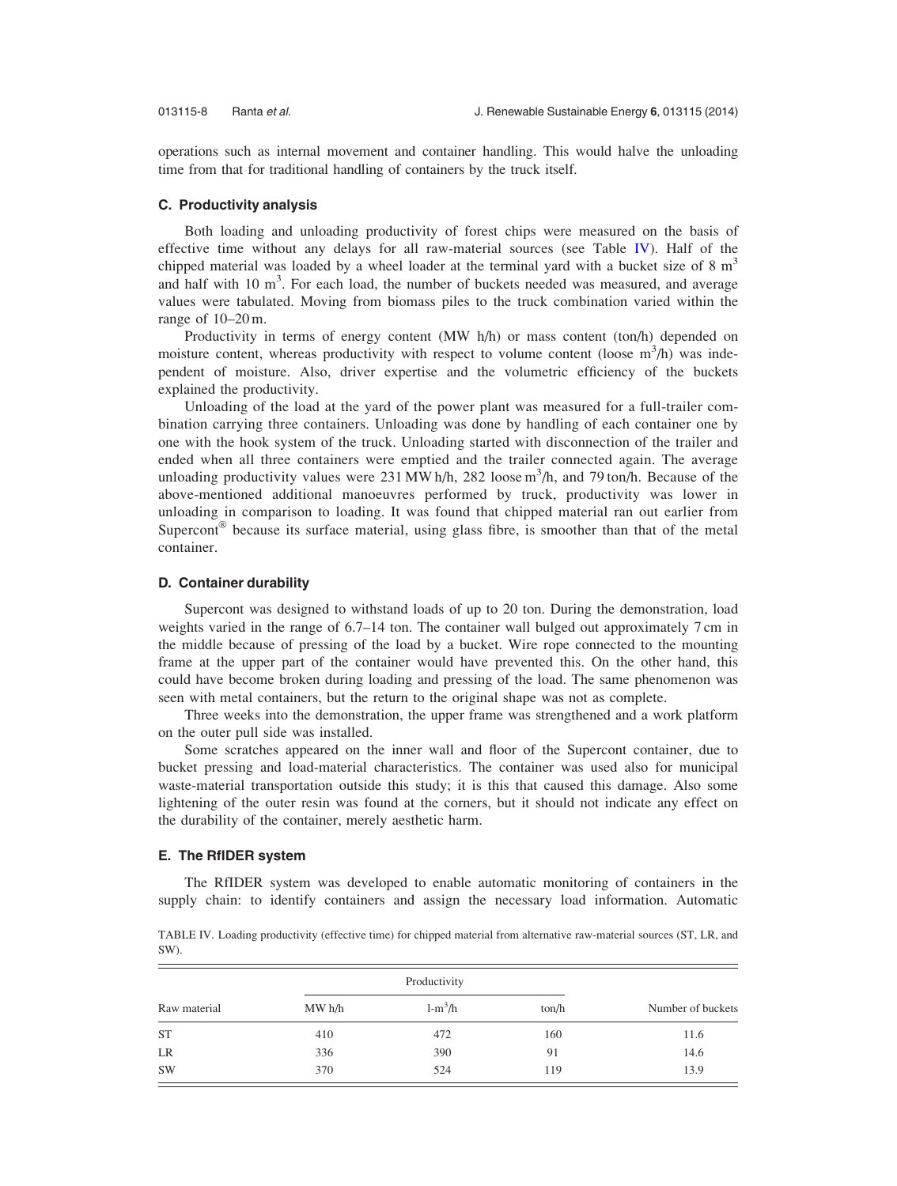operations such as internal movement and container handling. This would halve the unloading time from that for traditional handling of containers by the truck itself.

### C. Productivity analysis

Both loading and unloading productivity of forest chips were measured on the basis of effective time without any delays for all raw-material sources (see Table IV). Half of the chipped material was loaded by a wheel loader at the terminal yard with a bucket size of 8 $m^3$ and half with 10 $m^3$. For each load, the number of buckets needed was measured, and average values were tabulated. Moving from biomass piles to the truck combination varied within the range of 10–20 m.

Productivity in terms of energy content (MW h/h) or mass content (ton/h) depended on moisture content, whereas productivity with respect to volume content (loose $m^3$/h) was independent of moisture. Also, driver expertise and the volumetric efficiency of the buckets explained the productivity.

Unloading of the load at the yard of the power plant was measured for a full-trailer combination carrying three containers. Unloading was done by handling of each container one by one with the hook system of the truck. Unloading started with disconnection of the trailer and ended when all three containers were emptied and the trailer connected again. The average unloading productivity values were 231 MW h/h, 282 loose $m^3$/h, and 79 ton/h. Because of the above-mentioned additional manoeuvres performed by truck, productivity was lower in unloading in comparison to loading. It was found that chipped material ran out earlier from Supercont® because its surface material, using glass fibre, is smoother than that of the metal container.

### D. Container durability

Supercont was designed to withstand loads of up to 20 ton. During the demonstration, load weights varied in the range of 6.7–14 ton. The container wall bulged out approximately 7 cm in the middle because of pressing of the load by a bucket. Wire rope connected to the mounting frame at the upper part of the container would have prevented this. On the other hand, this could have become broken during loading and pressing of the load. The same phenomenon was seen with metal containers, but the return to the original shape was not as complete.

Three weeks into the demonstration, the upper frame was strengthened and a work platform on the outer pull side was installed.

Some scratches appeared on the inner wall and floor of the Supercont container, due to bucket pressing and load-material characteristics. The container was used also for municipal waste-material transportation outside this study; it is this that caused this damage. Also some lightening of the outer resin was found at the corners, but it should not indicate any effect on the durability of the container, merely aesthetic harm.

### E. The RfIDER system

The RfIDER system was developed to enable automatic monitoring of containers in the supply chain: to identify containers and assign the necessary load information. Automatic

TABLE IV. Loading productivity (effective time) for chipped material from alternative raw-material sources (ST, LR, and SW).

| Raw material | Productivity | | | Number of buckets |
|---|---|---|---|---|
| | MW h/h | l-$m^3$/h | ton/h | |
| ST | 410 | 472 | 160 | 11.6 |
| LR | 336 | 390 | 91 | 14.6 |
| SW | 370 | 524 | 119 | 13.9 |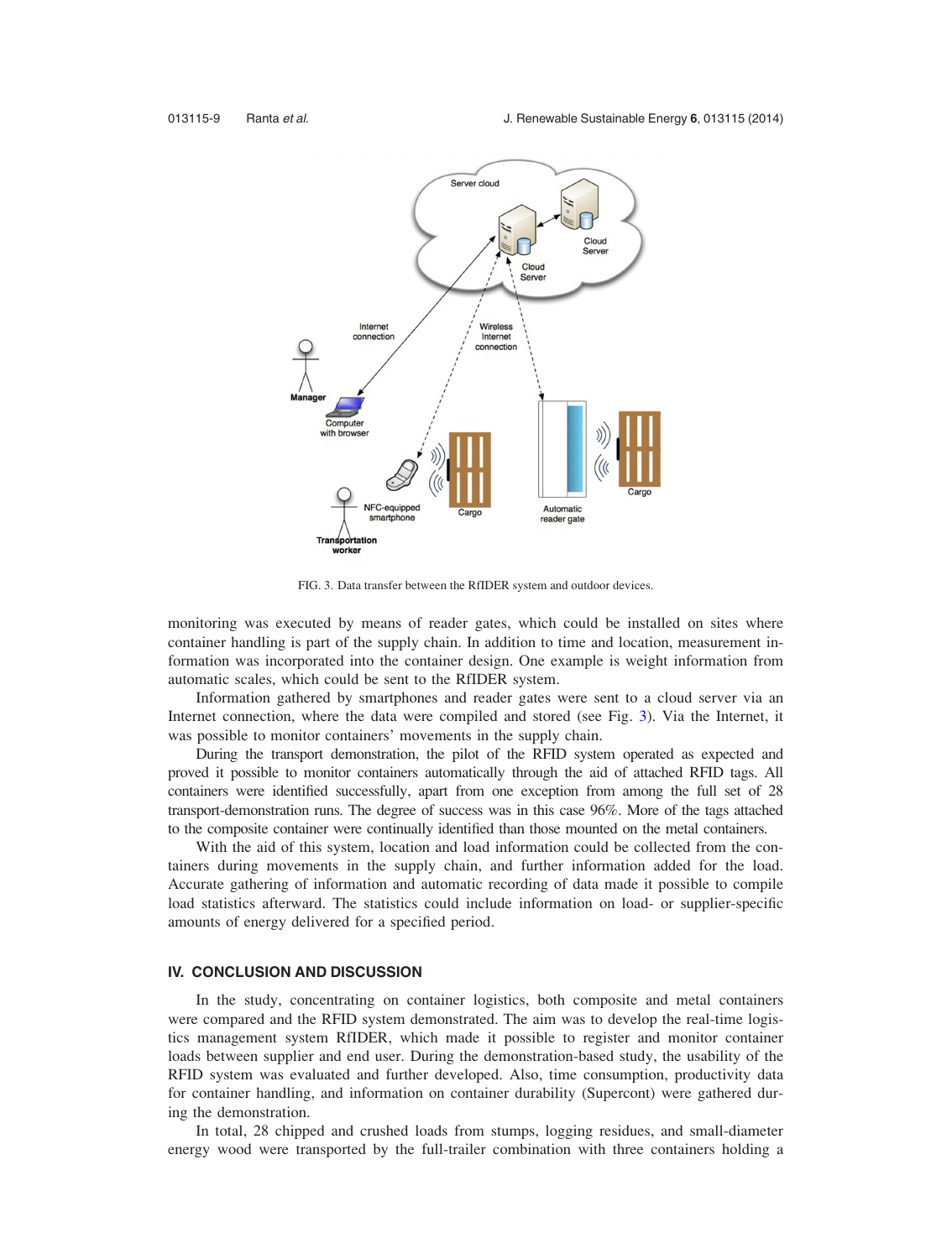Server cloud

Cloud Server

Cloud Server

Internet connection

Wireless Internet connection

Manager

Computer with browser

NFC-equipped smartphone

Cargo

Automatic reader gate

Cargo

Transportation worker

FIG. 3. Data transfer between the RfIDER system and outdoor devices.

monitoring was executed by means of reader gates, which could be installed on sites where container handling is part of the supply chain. In addition to time and location, measurement information was incorporated into the container design. One example is weight information from automatic scales, which could be sent to the RfIDER system.

Information gathered by smartphones and reader gates were sent to a cloud server via an Internet connection, where the data were compiled and stored (see Fig. 3). Via the Internet, it was possible to monitor containers' movements in the supply chain.

During the transport demonstration, the pilot of the RFID system operated as expected and proved it possible to monitor containers automatically through the aid of attached RFID tags. All containers were identified successfully, apart from one exception from among the full set of 28 transport-demonstration runs. The degree of success was in this case 96%. More of the tags attached to the composite container were continually identified than those mounted on the metal containers.

With the aid of this system, location and load information could be collected from the containers during movements in the supply chain, and further information added for the load. Accurate gathering of information and automatic recording of data made it possible to compile load statistics afterward. The statistics could include information on load- or supplier-specific amounts of energy delivered for a specified period.

## IV. CONCLUSION AND DISCUSSION

In the study, concentrating on container logistics, both composite and metal containers were compared and the RFID system demonstrated. The aim was to develop the real-time logistics management system RfIDER, which made it possible to register and monitor container loads between supplier and end user. During the demonstration-based study, the usability of the RFID system was evaluated and further developed. Also, time consumption, productivity data for container handling, and information on container durability (Supercont) were gathered during the demonstration.

In total, 28 chipped and crushed loads from stumps, logging residues, and small-diameter energy wood were transported by the full-trailer combination with three containers holding a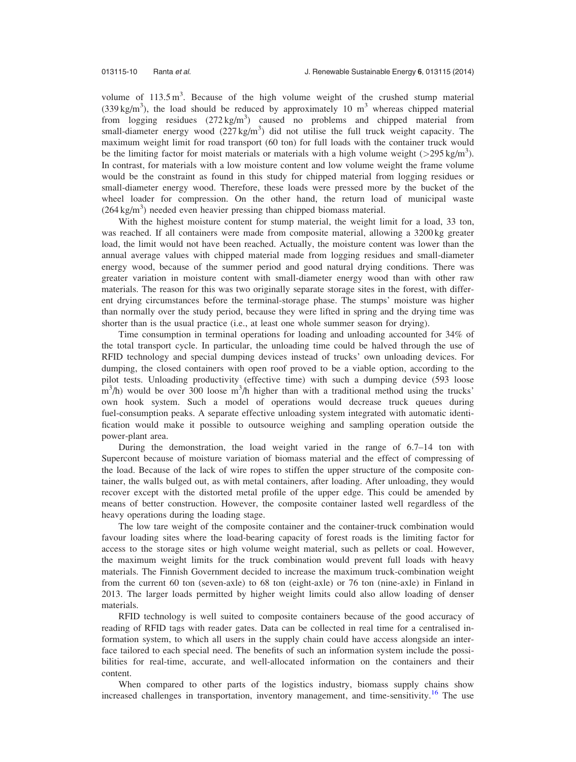volume of 113.5 $m^3$. Because of the high volume weight of the crushed stump material (339 kg/$m^3$), the load should be reduced by approximately 10 $m^3$ whereas chipped material from logging residues (272 kg/$m^3$) caused no problems and chipped material from small-diameter energy wood (227 kg/$m^3$) did not utilise the full truck weight capacity. The maximum weight limit for road transport (60 ton) for full loads with the container truck would be the limiting factor for moist materials or materials with a high volume weight (>295 kg/$m^3$). In contrast, for materials with a low moisture content and low volume weight the frame volume would be the constraint as found in this study for chipped material from logging residues or small-diameter energy wood. Therefore, these loads were pressed more by the bucket of the wheel loader for compression. On the other hand, the return load of municipal waste (264 kg/$m^3$) needed even heavier pressing than chipped biomass material.

With the highest moisture content for stump material, the weight limit for a load, 33 ton, was reached. If all containers were made from composite material, allowing a 3200 kg greater load, the limit would not have been reached. Actually, the moisture content was lower than the annual average values with chipped material made from logging residues and small-diameter energy wood, because of the summer period and good natural drying conditions. There was greater variation in moisture content with small-diameter energy wood than with other raw materials. The reason for this was two originally separate storage sites in the forest, with different drying circumstances before the terminal-storage phase. The stumps' moisture was higher than normally over the study period, because they were lifted in spring and the drying time was shorter than is the usual practice (i.e., at least one whole summer season for drying).

Time consumption in terminal operations for loading and unloading accounted for 34% of the total transport cycle. In particular, the unloading time could be halved through the use of RFID technology and special dumping devices instead of trucks' own unloading devices. For dumping, the closed containers with open roof proved to be a viable option, according to the pilot tests. Unloading productivity (effective time) with such a dumping device (593 loose $m^3$/h) would be over 300 loose $m^3$/h higher than with a traditional method using the trucks' own hook system. Such a model of operations would decrease truck queues during fuel-consumption peaks. A separate effective unloading system integrated with automatic identification would make it possible to outsource weighing and sampling operation outside the power-plant area.

During the demonstration, the load weight varied in the range of 6.7–14 ton with Supercont because of moisture variation of biomass material and the effect of compressing of the load. Because of the lack of wire ropes to stiffen the upper structure of the composite container, the walls bulged out, as with metal containers, after loading. After unloading, they would recover except with the distorted metal profile of the upper edge. This could be amended by means of better construction. However, the composite container lasted well regardless of the heavy operations during the loading stage.

The low tare weight of the composite container and the container-truck combination would favour loading sites where the load-bearing capacity of forest roads is the limiting factor for access to the storage sites or high volume weight material, such as pellets or coal. However, the maximum weight limits for the truck combination would prevent full loads with heavy materials. The Finnish Government decided to increase the maximum truck-combination weight from the current 60 ton (seven-axle) to 68 ton (eight-axle) or 76 ton (nine-axle) in Finland in 2013. The larger loads permitted by higher weight limits could also allow loading of denser materials.

RFID technology is well suited to composite containers because of the good accuracy of reading of RFID tags with reader gates. Data can be collected in real time for a centralised information system, to which all users in the supply chain could have access alongside an interface tailored to each special need. The benefits of such an information system include the possibilities for real-time, accurate, and well-allocated information on the containers and their content.

When compared to other parts of the logistics industry, biomass supply chains show increased challenges in transportation, inventory management, and time-sensitivity.[16] The use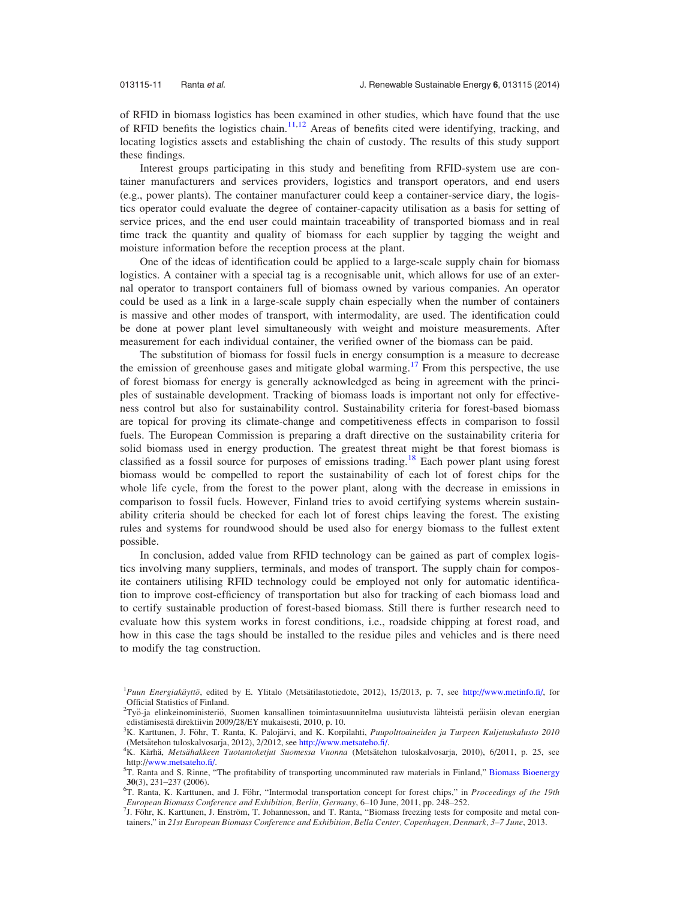of RFID in biomass logistics has been examined in other studies, which have found that the use of RFID benefits the logistics chain.[11,12] Areas of benefits cited were identifying, tracking, and locating logistics assets and establishing the chain of custody. The results of this study support these findings.

Interest groups participating in this study and benefiting from RFID-system use are container manufacturers and services providers, logistics and transport operators, and end users (e.g., power plants). The container manufacturer could keep a container-service diary, the logistics operator could evaluate the degree of container-capacity utilisation as a basis for setting of service prices, and the end user could maintain traceability of transported biomass and in real time track the quantity and quality of biomass for each supplier by tagging the weight and moisture information before the reception process at the plant.

One of the ideas of identification could be applied to a large-scale supply chain for biomass logistics. A container with a special tag is a recognisable unit, which allows for use of an external operator to transport containers full of biomass owned by various companies. An operator could be used as a link in a large-scale supply chain especially when the number of containers is massive and other modes of transport, with intermodality, are used. The identification could be done at power plant level simultaneously with weight and moisture measurements. After measurement for each individual container, the verified owner of the biomass can be paid.

The substitution of biomass for fossil fuels in energy consumption is a measure to decrease the emission of greenhouse gases and mitigate global warming.[17] From this perspective, the use of forest biomass for energy is generally acknowledged as being in agreement with the principles of sustainable development. Tracking of biomass loads is important not only for effectiveness control but also for sustainability control. Sustainability criteria for forest-based biomass are topical for proving its climate-change and competitiveness effects in comparison to fossil fuels. The European Commission is preparing a draft directive on the sustainability criteria for solid biomass used in energy production. The greatest threat might be that forest biomass is classified as a fossil source for purposes of emissions trading.[18] Each power plant using forest biomass would be compelled to report the sustainability of each lot of forest chips for the whole life cycle, from the forest to the power plant, along with the decrease in emissions in comparison to fossil fuels. However, Finland tries to avoid certifying systems wherein sustainability criteria should be checked for each lot of forest chips leaving the forest. The existing rules and systems for roundwood should be used also for energy biomass to the fullest extent possible.

In conclusion, added value from RFID technology can be gained as part of complex logistics involving many suppliers, terminals, and modes of transport. The supply chain for composite containers utilising RFID technology could be employed not only for automatic identification to improve cost-efficiency of transportation but also for tracking of each biomass load and to certify sustainable production of forest-based biomass. Still there is further research need to evaluate how this system works in forest conditions, i.e., roadside chipping at forest road, and how in this case the tags should be installed to the residue piles and vehicles and is there need to modify the tag construction.

---

[1] *Puun Energiakäyttö*, edited by E. Ylitalo (Metsätilastotiedote, 2012), 15/2013, p. 7, see http://www.metinfo.fi/, for Official Statistics of Finland.

[2] Työ-ja elinkeinoministeriö, Suomen kansallinen toimintasuunnitelma uusiutuvista lähteistä peräisin olevan energian edistämisestä direktiivin 2009/28/EY mukaisesti, 2010, p. 10.

[3] K. Karttunen, J. Föhr, T. Ranta, K. Palojärvi, and K. Korpilahti, *Puupolttoaineiden ja Turpeen Kuljetuskalusto 2010* (Metsätehon tuloskalvosarja, 2012), 2/2012, see http://www.metsateho.fi/.

[4] K. Kärhä, *Metsähakkeen Tuotantoketjut Suomessa Vuonna* (Metsätehon tuloskalvosarja, 2010), 6/2011, p. 25, see http://www.metsateho.fi/.

[5] T. Ranta and S. Rinne, "The profitability of transporting uncomminuted raw materials in Finland," Biomass Bioenergy **30**(3), 231–237 (2006).

[6] T. Ranta, K. Karttunen, and J. Föhr, "Intermodal transportation concept for forest chips," in *Proceedings of the 19th European Biomass Conference and Exhibition, Berlin, Germany*, 6–10 June, 2011, pp. 248–252.

[7] J. Föhr, K. Karttunen, J. Enström, T. Johannesson, and T. Ranta, "Biomass freezing tests for composite and metal containers," in *21st European Biomass Conference and Exhibition, Bella Center, Copenhagen, Denmark, 3–7 June*, 2013.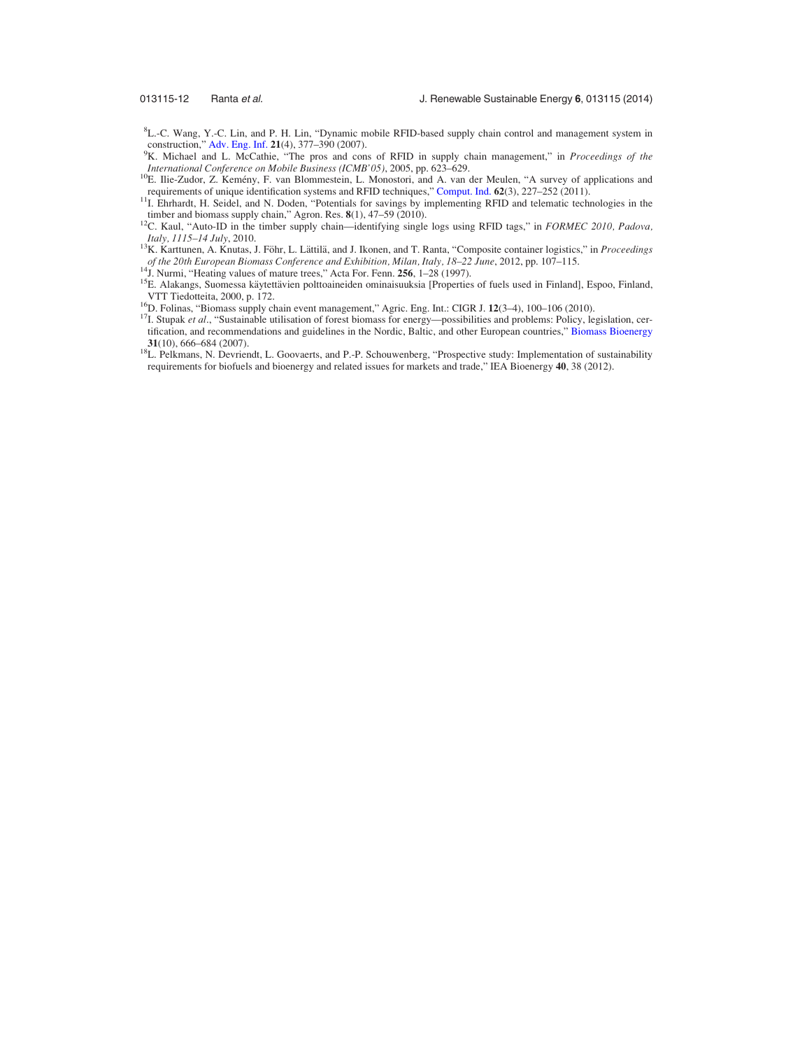[8] L.-C. Wang, Y.-C. Lin, and P. H. Lin, "Dynamic mobile RFID-based supply chain control and management system in construction," Adv. Eng. Inf. **21**(4), 377–390 (2007).

[9] K. Michael and L. McCathie, "The pros and cons of RFID in supply chain management," in *Proceedings of the International Conference on Mobile Business (ICMB'05)*, 2005, pp. 623–629.

[10] E. Ilie-Zudor, Z. Kemény, F. van Blommestein, L. Monostori, and A. van der Meulen, "A survey of applications and requirements of unique identification systems and RFID techniques," Comput. Ind. **62**(3), 227–252 (2011).

[11] I. Ehrhardt, H. Seidel, and N. Doden, "Potentials for savings by implementing RFID and telematic technologies in the timber and biomass supply chain," Agron. Res. **8**(1), 47–59 (2010).

[12] C. Kaul, "Auto-ID in the timber supply chain—identifying single logs using RFID tags," in *FORMEC 2010, Padova, Italy, 1115–14 July*, 2010.

[13] K. Karttunen, A. Knutas, J. Föhr, L. Lättilä, and J. Ikonen, and T. Ranta, "Composite container logistics," in *Proceedings of the 20th European Biomass Conference and Exhibition, Milan, Italy, 18–22 June*, 2012, pp. 107–115.

[14] J. Nurmi, "Heating values of mature trees," Acta For. Fenn. **256**, 1–28 (1997).

[15] E. Alakangs, Suomessa käytettävien polttoaineiden ominaisuuksia [Properties of fuels used in Finland], Espoo, Finland, VTT Tiedotteita, 2000, p. 172.

[16] D. Folinas, "Biomass supply chain event management," Agric. Eng. Int.: CIGR J. **12**(3–4), 100–106 (2010).

[17] I. Stupak *et al.*, "Sustainable utilisation of forest biomass for energy—possibilities and problems: Policy, legislation, certification, and recommendations and guidelines in the Nordic, Baltic, and other European countries," Biomass Bioenergy **31**(10), 666–684 (2007).

[18] L. Pelkmans, N. Devriendt, L. Goovaerts, and P.-P. Schouwenberg, "Prospective study: Implementation of sustainability requirements for biofuels and bioenergy and related issues for markets and trade," IEA Bioenergy **40**, 38 (2012).